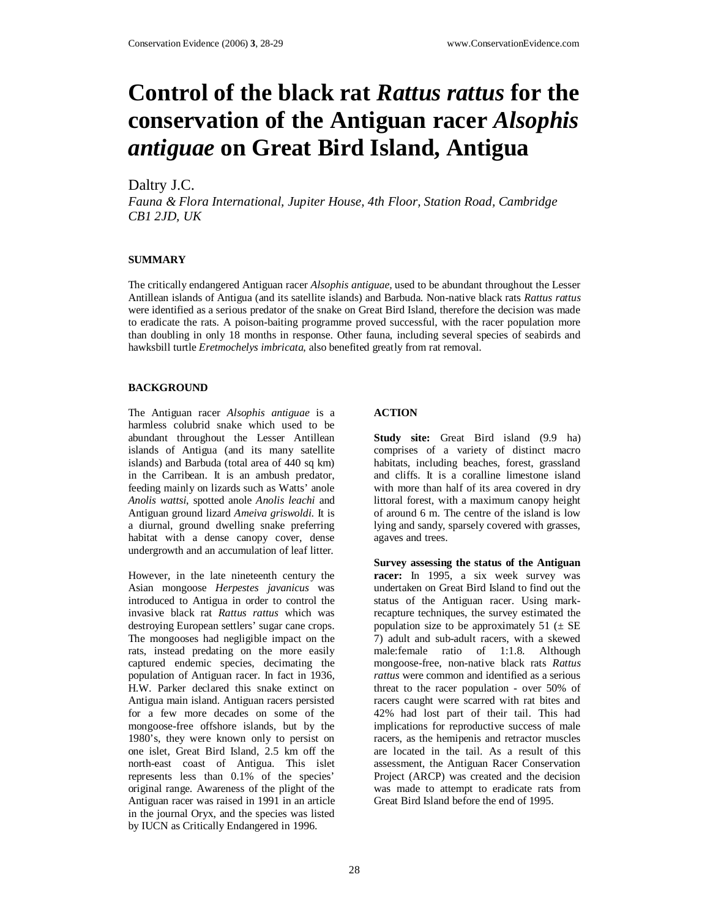# Control of the black rat *Rattus rattus* for the conservation of the Antiguan racer *Alsophis antiguae* on Great Bird Island, Antigua

Daltry J.C.

*Fauna & Flora International, Jupiter House, 4th Floor, Station Road, Cambridge CB1 2JD, UK*

## SUMMARY

The critically endangered Antiguan racer *Alsophis antiguae*, used to be abundant throughout the Lesser Antillean islands of Antigua (and its satellite islands) and Barbuda. Non-native black rats *Rattus rattus* were identified as a serious predator of the snake on Great Bird Island, therefore the decision was made to eradicate the rats. A poison-baiting programme proved successful, with the racer population more than doubling in only 18 months in response. Other fauna, including several species of seabirds and hawksbill turtle *Eretmochelys imbricata*, also benefited greatly from rat removal.

## BACKGROUND

The Antiguan racer *Alsophis antiguae* is a harmless colubrid snake which used to be abundant throughout the Lesser Antillean islands of Antigua (and its many satellite islands) and Barbuda (total area of 440 sq km) in the Carribean. It is an ambush predator, feeding mainly on lizards such as Watts' anole *Anolis wattsi*, spotted anole *Anolis leachi* and Antiguan ground lizard *Ameiva griswoldi*. It is a diurnal, ground dwelling snake preferring habitat with a dense canopy cover, dense undergrowth and an accumulation of leaf litter.

However, in the late nineteenth century the Asian mongoose *Herpestes javanicus* was introduced to Antigua in order to control the invasive black rat *Rattus rattus* which was destroying European settlers' sugar cane crops. The mongooses had negligible impact on the rats, instead predating on the more easily captured endemic species, decimating the population of Antiguan racer. In fact in 1936, H.W. Parker declared this snake extinct on Antigua main island. Antiguan racers persisted for a few more decades on some of the mongoose-free offshore islands, but by the 1980's, they were known only to persist on one islet, Great Bird Island, 2.5 km off the north-east coast of Antigua. This islet represents less than 0.1% of the species' original range. Awareness of the plight of the Antiguan racer was raised in 1991 in an article in the journal Oryx, and the species was listed by IUCN as Critically Endangered in 1996.

## ACTION

**Study site:** Great Bird island (9.9 ha) comprises of a variety of distinct macro habitats, including beaches, forest, grassland and cliffs. It is a coralline limestone island with more than half of its area covered in dry littoral forest, with a maximum canopy height of around 6 m. The centre of the island is low lying and sandy, sparsely covered with grasses, agaves and trees.

**Survey assessing the status of the Antiguan racer:** In 1995, a six week survey was undertaken on Great Bird Island to find out the status of the Antiguan racer. Using mark-recapture techniques, the survey estimated the population size to be approximately 51 (± SE 7) adult and sub-adult racers, with a skewed male:female ratio of 1:1.8. Although mongoose-free, non-native black rats *Rattus rattus* were common and identified as a serious threat to the racer population - over 50% of racers caught were scarred with rat bites and 42% had lost part of their tail. This had implications for reproductive success of male racers, as the hemipenis and retractor muscles are located in the tail. As a result of this assessment, the Antiguan Racer Conservation Project (ARCP) was created and the decision was made to attempt to eradicate rats from Great Bird Island before the end of 1995.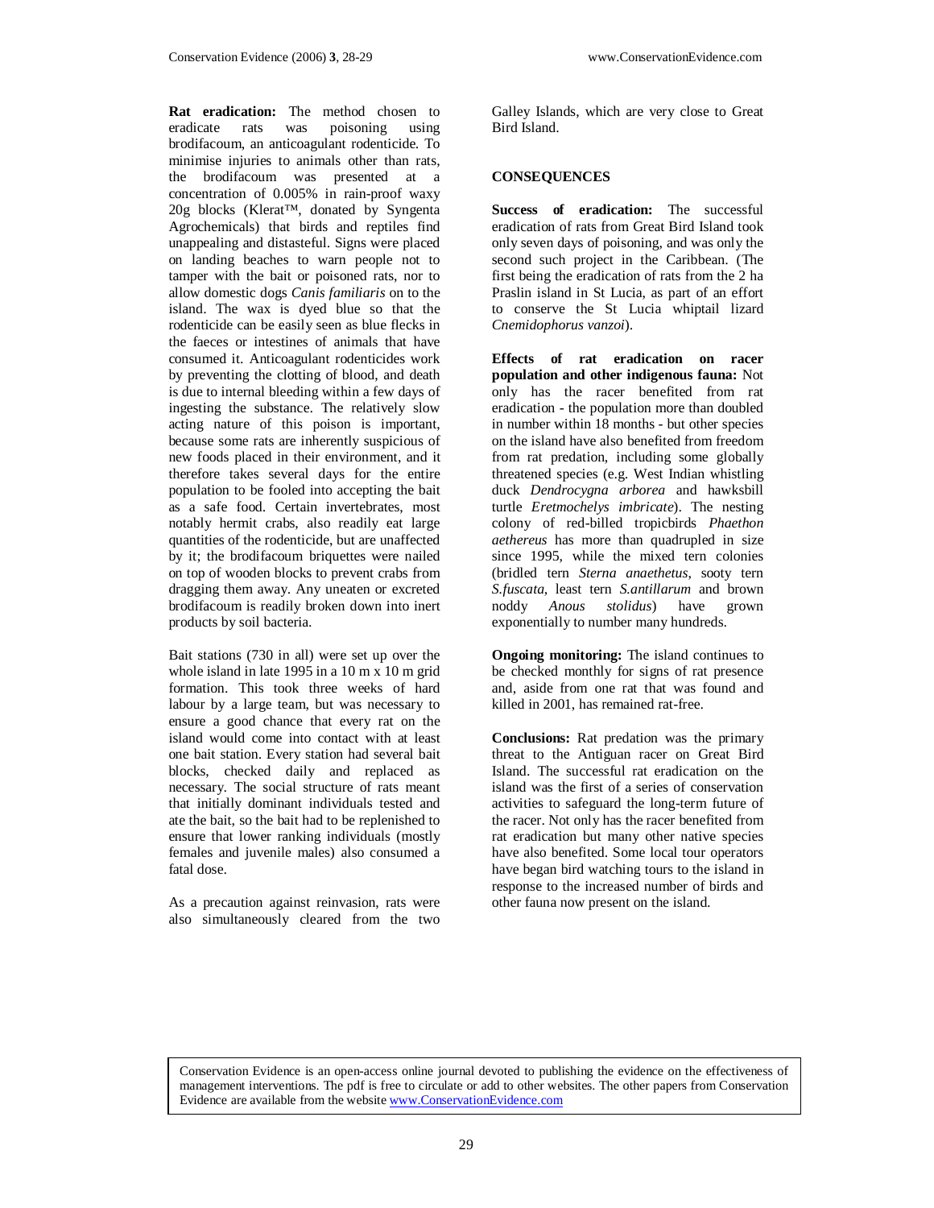**Rat eradication:** The method chosen to eradicate rats was poisoning using brodifacoum, an anticoagulant rodenticide. To minimise injuries to animals other than rats, the brodifacoum was presented at a concentration of 0.005% in rain-proof waxy 20g blocks (Klerat™, donated by Syngenta Agrochemicals) that birds and reptiles find unappealing and distasteful. Signs were placed on landing beaches to warn people not to tamper with the bait or poisoned rats, nor to allow domestic dogs *Canis familiaris* on to the island. The wax is dyed blue so that the rodenticide can be easily seen as blue flecks in the faeces or intestines of animals that have consumed it. Anticoagulant rodenticides work by preventing the clotting of blood, and death is due to internal bleeding within a few days of ingesting the substance. The relatively slow acting nature of this poison is important, because some rats are inherently suspicious of new foods placed in their environment, and it therefore takes several days for the entire population to be fooled into accepting the bait as a safe food. Certain invertebrates, most notably hermit crabs, also readily eat large quantities of the rodenticide, but are unaffected by it; the brodifacoum briquettes were nailed on top of wooden blocks to prevent crabs from dragging them away. Any uneaten or excreted brodifacoum is readily broken down into inert products by soil bacteria.

Bait stations (730 in all) were set up over the whole island in late 1995 in a 10 m x 10 m grid formation. This took three weeks of hard labour by a large team, but was necessary to ensure a good chance that every rat on the island would come into contact with at least one bait station. Every station had several bait blocks, checked daily and replaced as necessary. The social structure of rats meant that initially dominant individuals tested and ate the bait, so the bait had to be replenished to ensure that lower ranking individuals (mostly females and juvenile males) also consumed a fatal dose.

As a precaution against reinvasion, rats were also simultaneously cleared from the two Galley Islands, which are very close to Great Bird Island.

## CONSEQUENCES

**Success of eradication:** The successful eradication of rats from Great Bird Island took only seven days of poisoning, and was only the second such project in the Caribbean. (The first being the eradication of rats from the 2 ha Praslin island in St Lucia, as part of an effort to conserve the St Lucia whiptail lizard *Cnemidophorus vanzoi*).

**Effects of rat eradication on racer population and other indigenous fauna:** Not only has the racer benefited from rat eradication - the population more than doubled in number within 18 months - but other species on the island have also benefited from freedom from rat predation, including some globally threatened species (e.g. West Indian whistling duck *Dendrocygna arborea* and hawksbill turtle *Eretmochelys imbricate*). The nesting colony of red-billed tropicbirds *Phaethon aethereus* has more than quadrupled in size since 1995, while the mixed tern colonies (bridled tern *Sterna anaethetus*, sooty tern *S.fuscata*, least tern *S.antillarum* and brown noddy *Anous stolidus*) have grown exponentially to number many hundreds.

**Ongoing monitoring:** The island continues to be checked monthly for signs of rat presence and, aside from one rat that was found and killed in 2001, has remained rat-free.

**Conclusions:** Rat predation was the primary threat to the Antiguan racer on Great Bird Island. The successful rat eradication on the island was the first of a series of conservation activities to safeguard the long-term future of the racer. Not only has the racer benefited from rat eradication but many other native species have also benefited. Some local tour operators have began bird watching tours to the island in response to the increased number of birds and other fauna now present on the island.

Conservation Evidence is an open-access online journal devoted to publishing the evidence on the effectiveness of management interventions. The pdf is free to circulate or add to other websites. The other papers from Conservation Evidence are available from the website www.ConservationEvidence.com